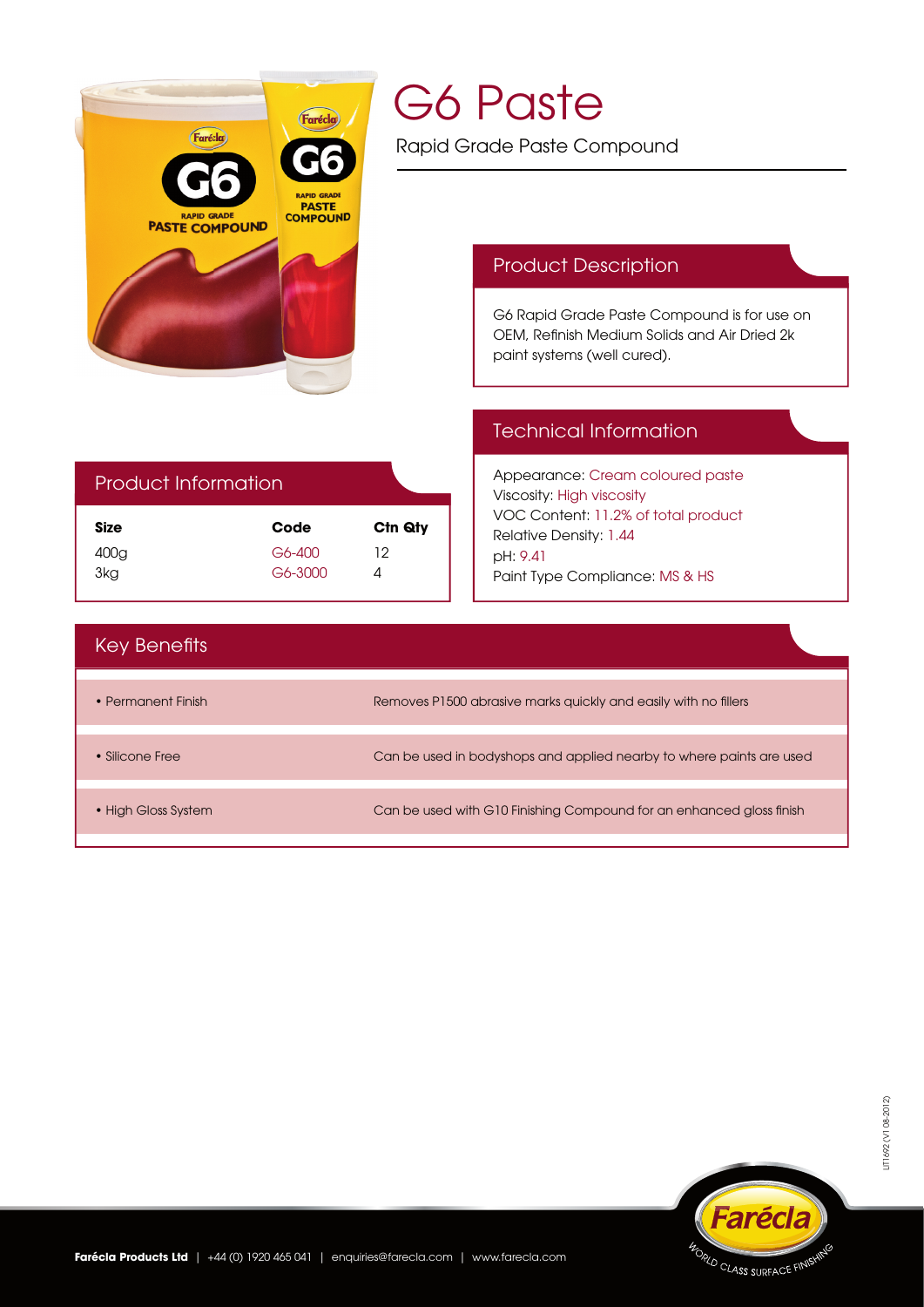# G6 Paste

Rapid Grade Paste Compound

## Product Description

G6 Rapid Grade Paste Compound is for use on OEM, Refinish Medium Solids and Air Dried 2k paint systems (well cured).

## Technical Information

Appearance: Cream coloured paste
Viscosity: High viscosity
VOC Content: 11.2% of total product
Relative Density: 1.44
pH: 9.41
Paint Type Compliance: MS & HS

## Product Information

| Size | Code | Ctn Qty |
|---|---|---|
| 400g | G6-400 | 12 |
| 3kg | G6-3000 | 4 |

## Key Benefits

| | |
|---|---|
| • Permanent Finish | Removes P1500 abrasive marks quickly and easily with no fillers |
| • Silicone Free | Can be used in bodyshops and applied nearby to where paints are used |
| • High Gloss System | Can be used with G10 Finishing Compound for an enhanced gloss finish |

LIT1692 (V1 08-2012)

**Farécla Products Ltd** | +44 (0) 1920 465 041 | enquiries@farecla.com | www.farecla.com

Farécla WORLD CLASS SURFACE FINISHING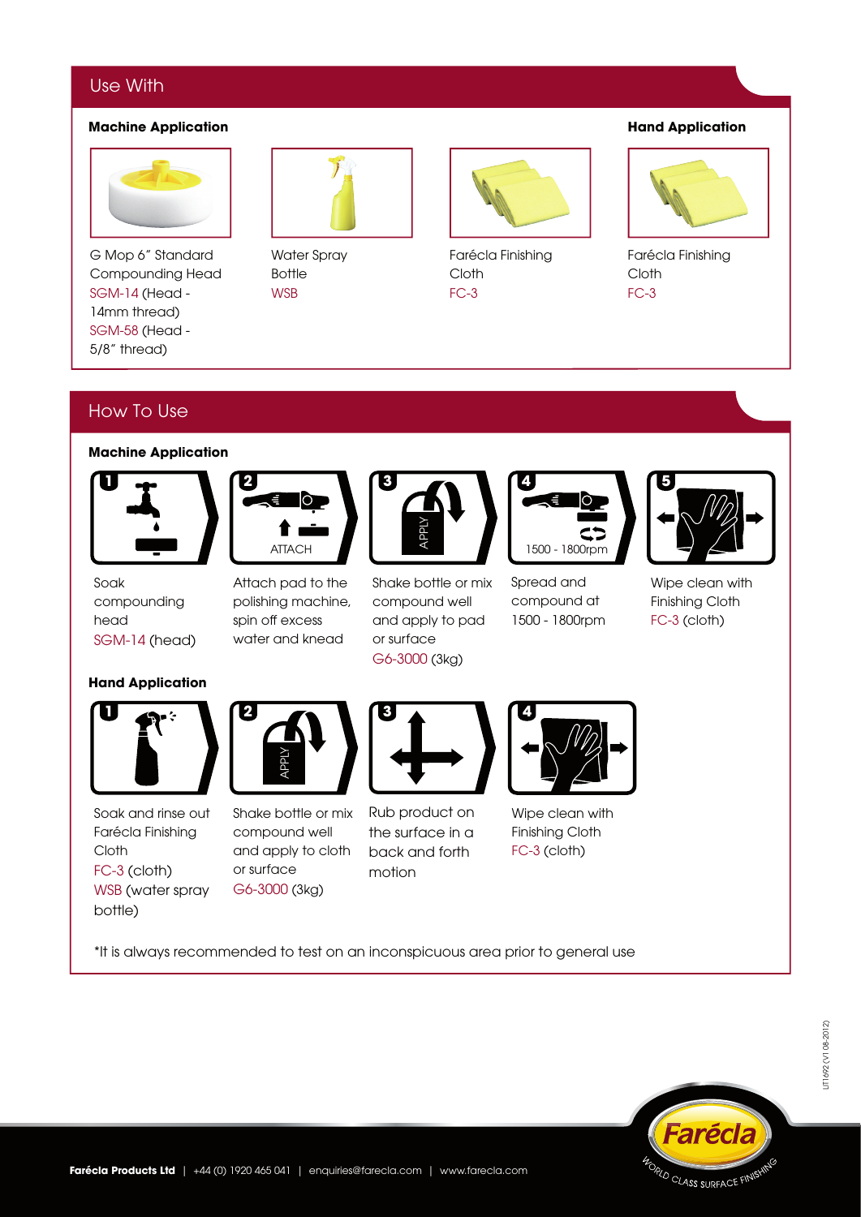## Use With

**Machine Application**

G Mop 6" Standard Compounding Head
SGM-14 (Head - 14mm thread)
SGM-58 (Head - 5/8" thread)

Water Spray Bottle
WSB

Farécla Finishing Cloth
FC-3

**Hand Application**

Farécla Finishing Cloth
FC-3

## How To Use

**Machine Application**

1. Soak compounding head SGM-14 (head)
2. ATTACH — Attach pad to the polishing machine, spin off excess water and knead
3. APPLY — Shake bottle or mix compound well and apply to pad or surface G6-3000 (3kg)
4. 1500 - 1800rpm — Spread and compound at 1500 - 1800rpm
5. Wipe clean with Finishing Cloth FC-3 (cloth)

**Hand Application**

1. Soak and rinse out Farécla Finishing Cloth FC-3 (cloth) WSB (water spray bottle)
2. APPLY — Shake bottle or mix compound well and apply to cloth or surface G6-3000 (3kg)
3. Rub product on the surface in a back and forth motion
4. Wipe clean with Finishing Cloth FC-3 (cloth)

*It is always recommended to test on an inconspicuous area prior to general use

LIT1692 (V1 08-2012)

**Farécla Products Ltd** | +44 (0) 1920 465 041 | enquiries@farecla.com | www.farecla.com

Farécla — World Class Surface Finishing